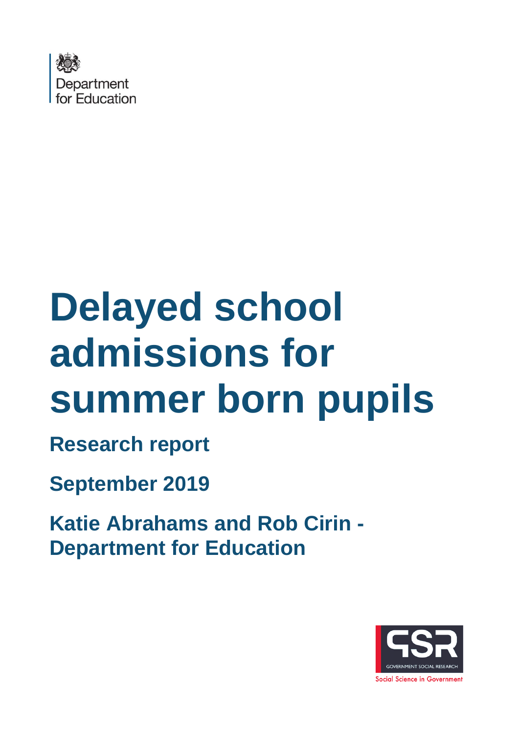Department for Education

# Delayed school admissions for summer born pupils

**Research report**

**September 2019**

**Katie Abrahams and Rob Cirin - Department for Education**

GOVERNMENT SOCIAL RESEARCH

Social Science in Government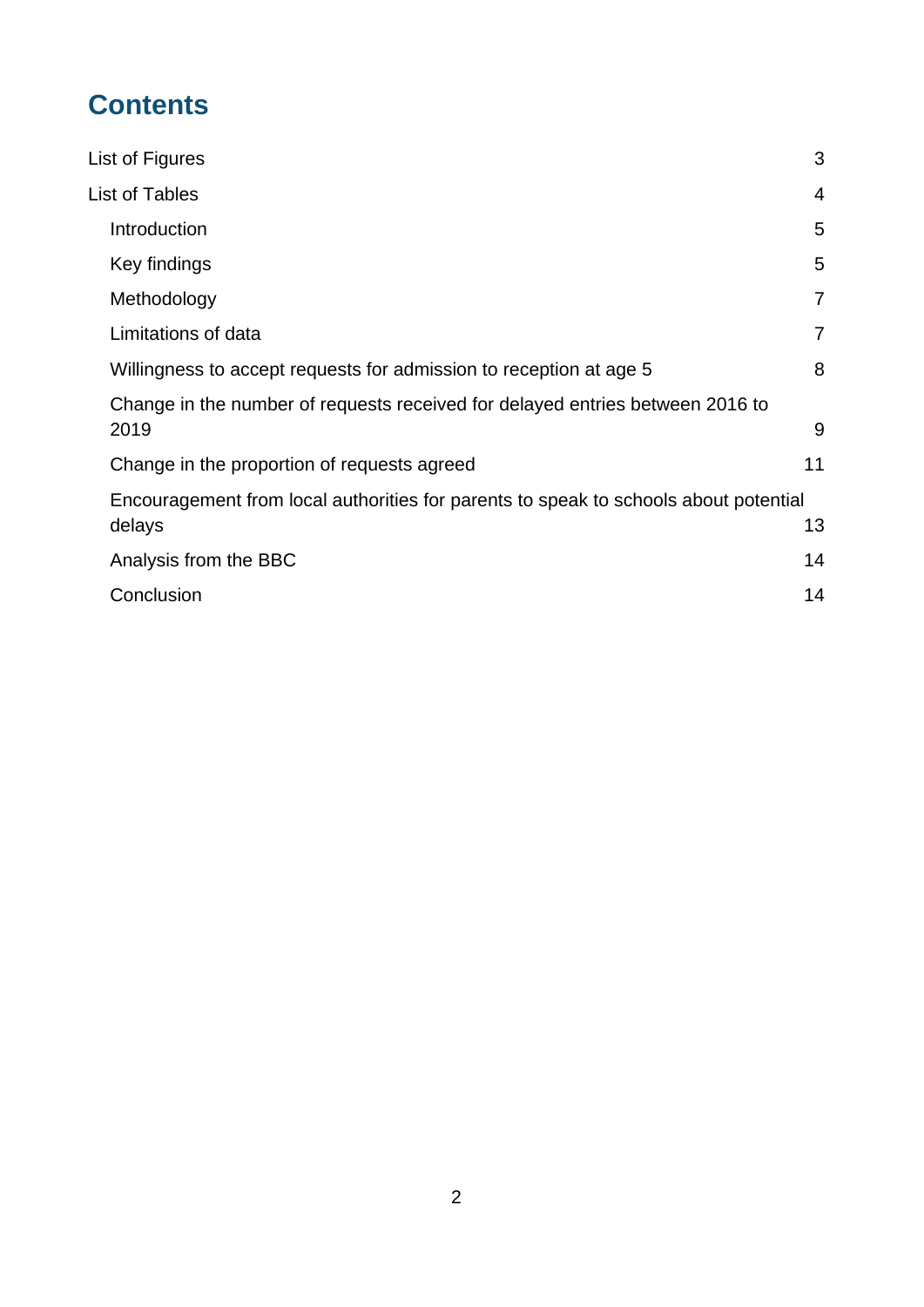# Contents

| | |
|---|---|
| List of Figures | 3 |
| List of Tables | 4 |
| Introduction | 5 |
| Key findings | 5 |
| Methodology | 7 |
| Limitations of data | 7 |
| Willingness to accept requests for admission to reception at age 5 | 8 |
| Change in the number of requests received for delayed entries between 2016 to 2019 | 9 |
| Change in the proportion of requests agreed | 11 |
| Encouragement from local authorities for parents to speak to schools about potential delays | 13 |
| Analysis from the BBC | 14 |
| Conclusion | 14 |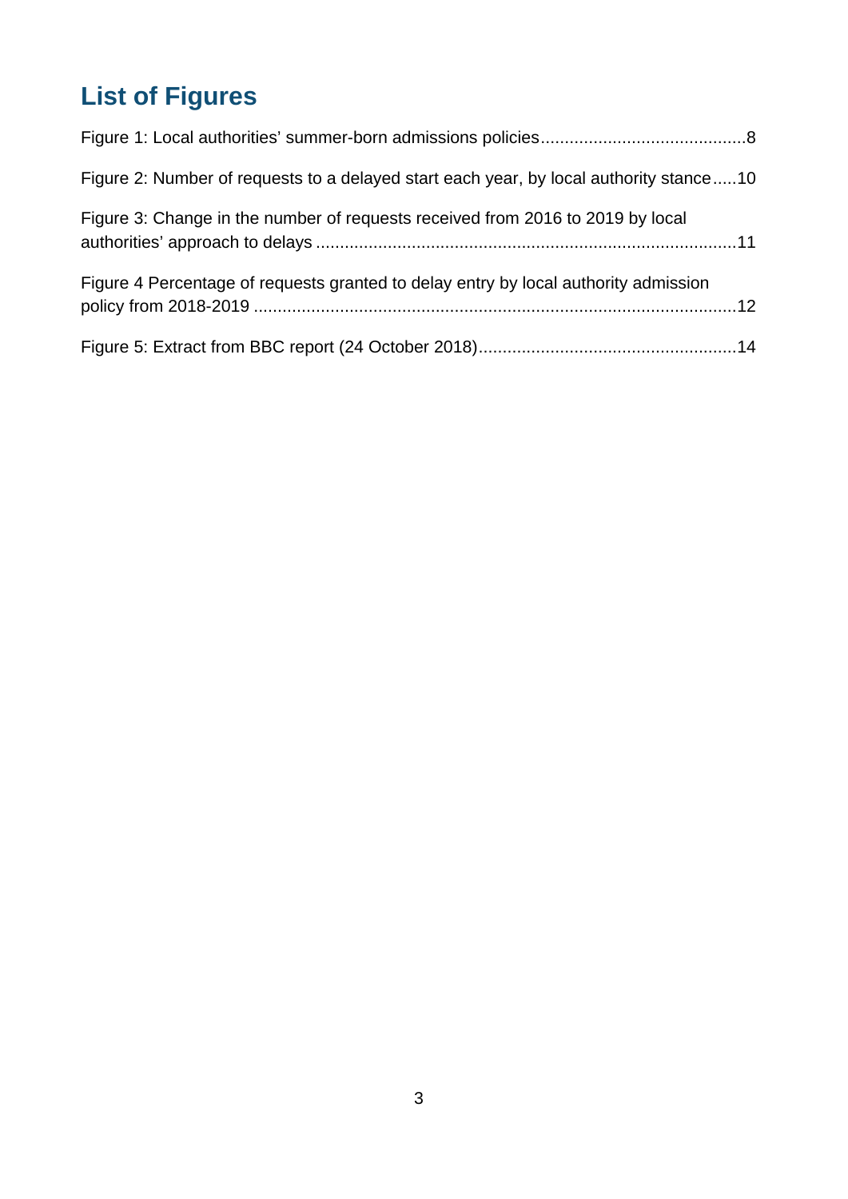# List of Figures

Figure 1: Local authorities' summer-born admissions policies..........................................8

Figure 2: Number of requests to a delayed start each year, by local authority stance.....10

Figure 3: Change in the number of requests received from 2016 to 2019 by local authorities' approach to delays .......................................................................................11

Figure 4 Percentage of requests granted to delay entry by local authority admission policy from 2018-2019 ....................................................................................................12

Figure 5: Extract from BBC report (24 October 2018).....................................................14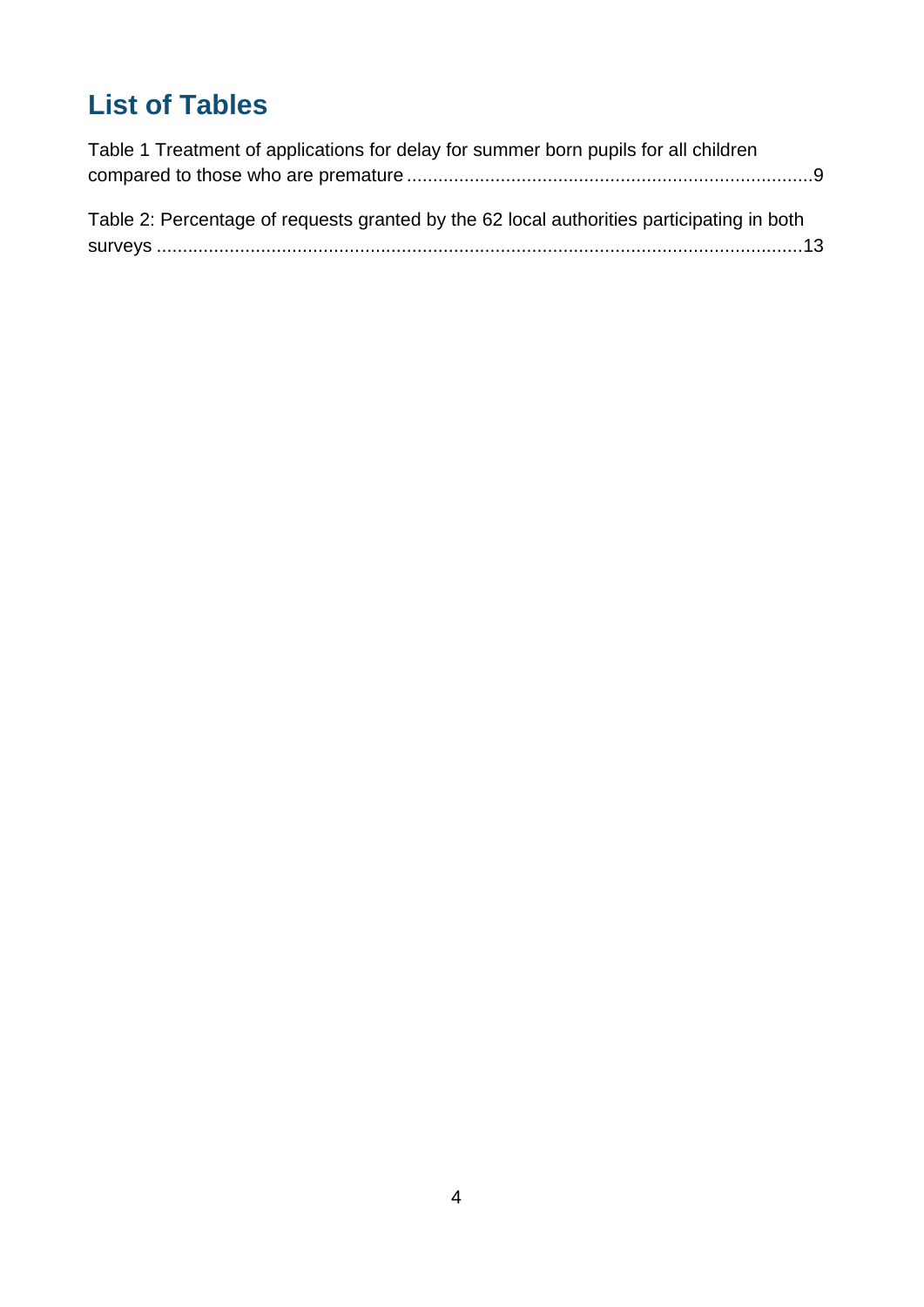# List of Tables

Table 1 Treatment of applications for delay for summer born pupils for all children compared to those who are premature ............................................................................9

Table 2: Percentage of requests granted by the 62 local authorities participating in both surveys ..........................................................................................................................13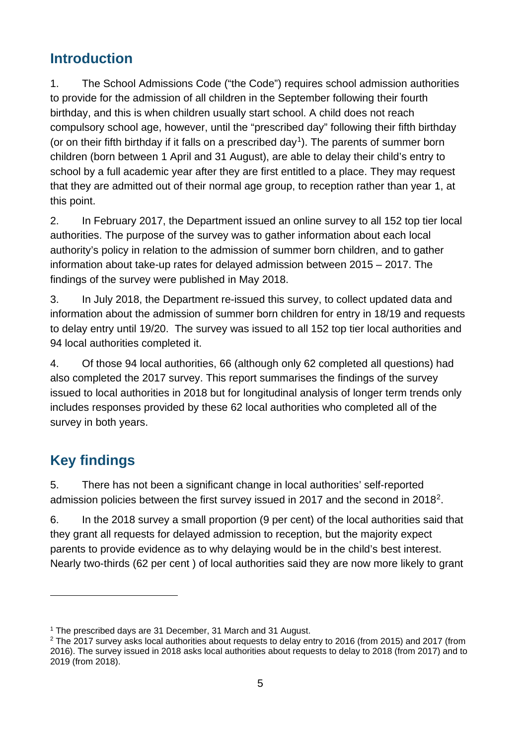## Introduction

1. The School Admissions Code ("the Code") requires school admission authorities to provide for the admission of all children in the September following their fourth birthday, and this is when children usually start school. A child does not reach compulsory school age, however, until the "prescribed day" following their fifth birthday (or on their fifth birthday if it falls on a prescribed day[1]). The parents of summer born children (born between 1 April and 31 August), are able to delay their child's entry to school by a full academic year after they are first entitled to a place. They may request that they are admitted out of their normal age group, to reception rather than year 1, at this point.

2. In February 2017, the Department issued an online survey to all 152 top tier local authorities. The purpose of the survey was to gather information about each local authority's policy in relation to the admission of summer born children, and to gather information about take-up rates for delayed admission between 2015 – 2017. The findings of the survey were published in May 2018.

3. In July 2018, the Department re-issued this survey, to collect updated data and information about the admission of summer born children for entry in 18/19 and requests to delay entry until 19/20. The survey was issued to all 152 top tier local authorities and 94 local authorities completed it.

4. Of those 94 local authorities, 66 (although only 62 completed all questions) had also completed the 2017 survey. This report summarises the findings of the survey issued to local authorities in 2018 but for longitudinal analysis of longer term trends only includes responses provided by these 62 local authorities who completed all of the survey in both years.

## Key findings

5. There has not been a significant change in local authorities' self-reported admission policies between the first survey issued in 2017 and the second in 2018[2].

6. In the 2018 survey a small proportion (9 per cent) of the local authorities said that they grant all requests for delayed admission to reception, but the majority expect parents to provide evidence as to why delaying would be in the child's best interest. Nearly two-thirds (62 per cent ) of local authorities said they are now more likely to grant

[1] The prescribed days are 31 December, 31 March and 31 August.

[2] The 2017 survey asks local authorities about requests to delay entry to 2016 (from 2015) and 2017 (from 2016). The survey issued in 2018 asks local authorities about requests to delay to 2018 (from 2017) and to 2019 (from 2018).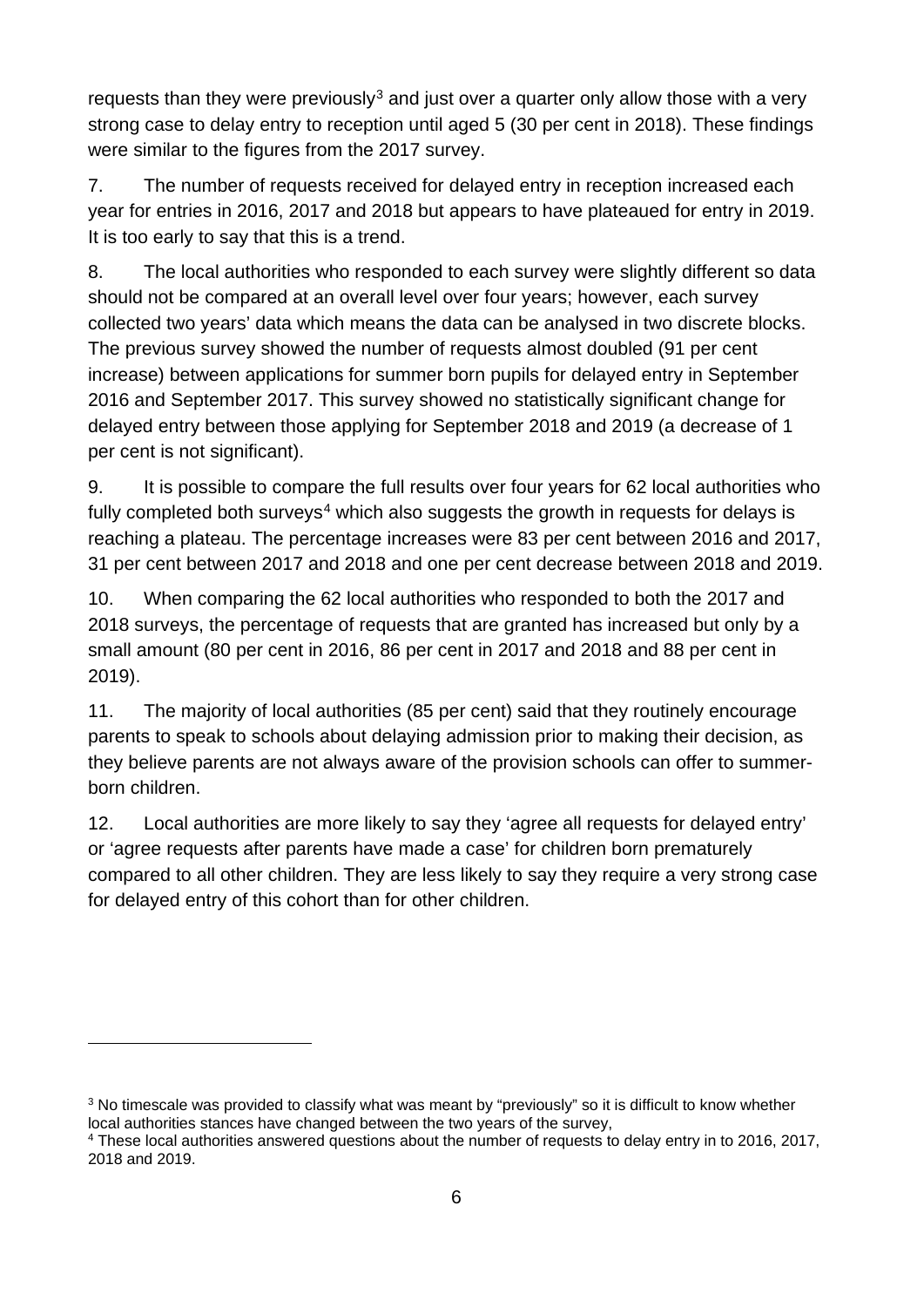requests than they were previously[3] and just over a quarter only allow those with a very strong case to delay entry to reception until aged 5 (30 per cent in 2018). These findings were similar to the figures from the 2017 survey.

7. The number of requests received for delayed entry in reception increased each year for entries in 2016, 2017 and 2018 but appears to have plateaued for entry in 2019. It is too early to say that this is a trend.

8. The local authorities who responded to each survey were slightly different so data should not be compared at an overall level over four years; however, each survey collected two years' data which means the data can be analysed in two discrete blocks. The previous survey showed the number of requests almost doubled (91 per cent increase) between applications for summer born pupils for delayed entry in September 2016 and September 2017. This survey showed no statistically significant change for delayed entry between those applying for September 2018 and 2019 (a decrease of 1 per cent is not significant).

9. It is possible to compare the full results over four years for 62 local authorities who fully completed both surveys[4] which also suggests the growth in requests for delays is reaching a plateau. The percentage increases were 83 per cent between 2016 and 2017, 31 per cent between 2017 and 2018 and one per cent decrease between 2018 and 2019.

10. When comparing the 62 local authorities who responded to both the 2017 and 2018 surveys, the percentage of requests that are granted has increased but only by a small amount (80 per cent in 2016, 86 per cent in 2017 and 2018 and 88 per cent in 2019).

11. The majority of local authorities (85 per cent) said that they routinely encourage parents to speak to schools about delaying admission prior to making their decision, as they believe parents are not always aware of the provision schools can offer to summer-born children.

12. Local authorities are more likely to say they 'agree all requests for delayed entry' or 'agree requests after parents have made a case' for children born prematurely compared to all other children. They are less likely to say they require a very strong case for delayed entry of this cohort than for other children.

---

[3] No timescale was provided to classify what was meant by "previously" so it is difficult to know whether local authorities stances have changed between the two years of the survey,

[4] These local authorities answered questions about the number of requests to delay entry in to 2016, 2017, 2018 and 2019.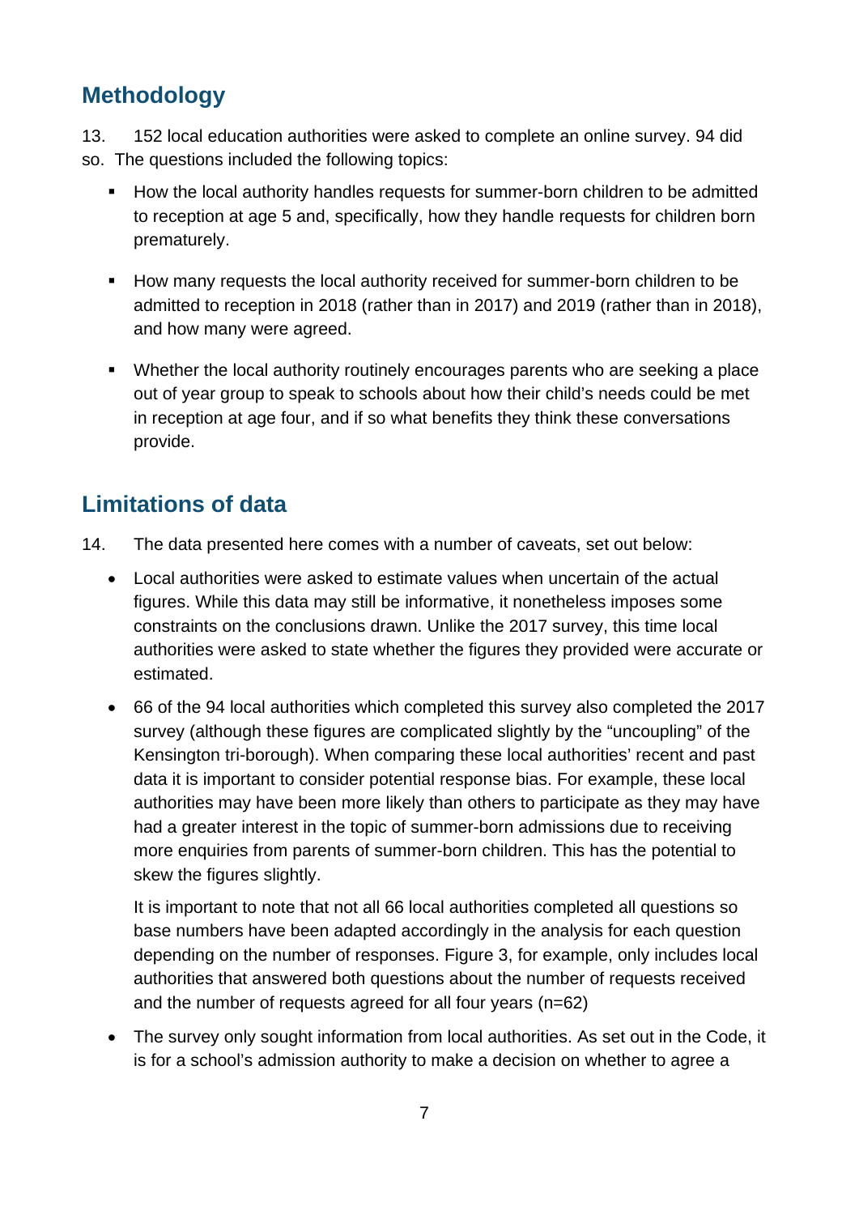## Methodology

13. 152 local education authorities were asked to complete an online survey. 94 did so. The questions included the following topics:

- How the local authority handles requests for summer-born children to be admitted to reception at age 5 and, specifically, how they handle requests for children born prematurely.
- How many requests the local authority received for summer-born children to be admitted to reception in 2018 (rather than in 2017) and 2019 (rather than in 2018), and how many were agreed.
- Whether the local authority routinely encourages parents who are seeking a place out of year group to speak to schools about how their child's needs could be met in reception at age four, and if so what benefits they think these conversations provide.

## Limitations of data

14. The data presented here comes with a number of caveats, set out below:

- Local authorities were asked to estimate values when uncertain of the actual figures. While this data may still be informative, it nonetheless imposes some constraints on the conclusions drawn. Unlike the 2017 survey, this time local authorities were asked to state whether the figures they provided were accurate or estimated.
- 66 of the 94 local authorities which completed this survey also completed the 2017 survey (although these figures are complicated slightly by the "uncoupling" of the Kensington tri-borough). When comparing these local authorities' recent and past data it is important to consider potential response bias. For example, these local authorities may have been more likely than others to participate as they may have had a greater interest in the topic of summer-born admissions due to receiving more enquiries from parents of summer-born children. This has the potential to skew the figures slightly.

  It is important to note that not all 66 local authorities completed all questions so base numbers have been adapted accordingly in the analysis for each question depending on the number of responses. Figure 3, for example, only includes local authorities that answered both questions about the number of requests received and the number of requests agreed for all four years (n=62)

- The survey only sought information from local authorities. As set out in the Code, it is for a school's admission authority to make a decision on whether to agree a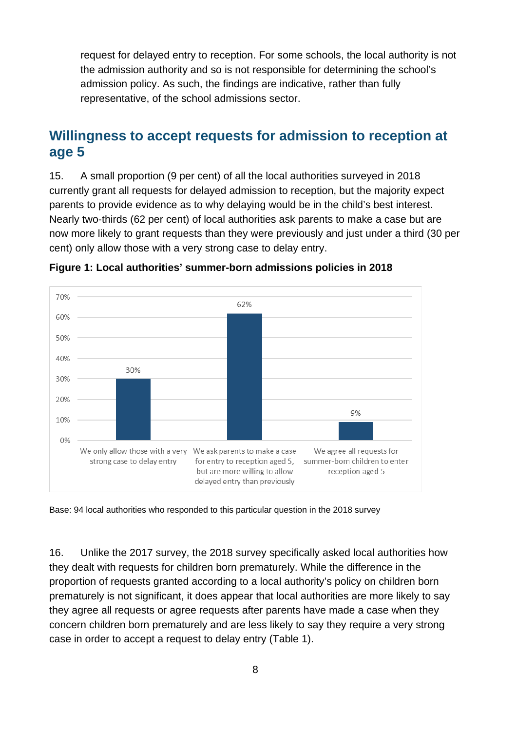request for delayed entry to reception. For some schools, the local authority is not the admission authority and so is not responsible for determining the school's admission policy. As such, the findings are indicative, rather than fully representative, of the school admissions sector.

## Willingness to accept requests for admission to reception at age 5

15. A small proportion (9 per cent) of all the local authorities surveyed in 2018 currently grant all requests for delayed admission to reception, but the majority expect parents to provide evidence as to why delaying would be in the child's best interest. Nearly two-thirds (62 per cent) of local authorities ask parents to make a case but are now more likely to grant requests than they were previously and just under a third (30 per cent) only allow those with a very strong case to delay entry.

**Figure 1: Local authorities' summer-born admissions policies in 2018**

| Policy | Percentage |
|---|---|
| We only allow those with a very strong case to delay entry | 30% |
| We ask parents to make a case for entry to reception aged 5, but are more willing to allow delayed entry than previously | 62% |
| We agree all requests for summer-born children to enter reception aged 5 | 9% |

Base: 94 local authorities who responded to this particular question in the 2018 survey

16. Unlike the 2017 survey, the 2018 survey specifically asked local authorities how they dealt with requests for children born prematurely. While the difference in the proportion of requests granted according to a local authority's policy on children born prematurely is not significant, it does appear that local authorities are more likely to say they agree all requests or agree requests after parents have made a case when they concern children born prematurely and are less likely to say they require a very strong case in order to accept a request to delay entry (Table 1).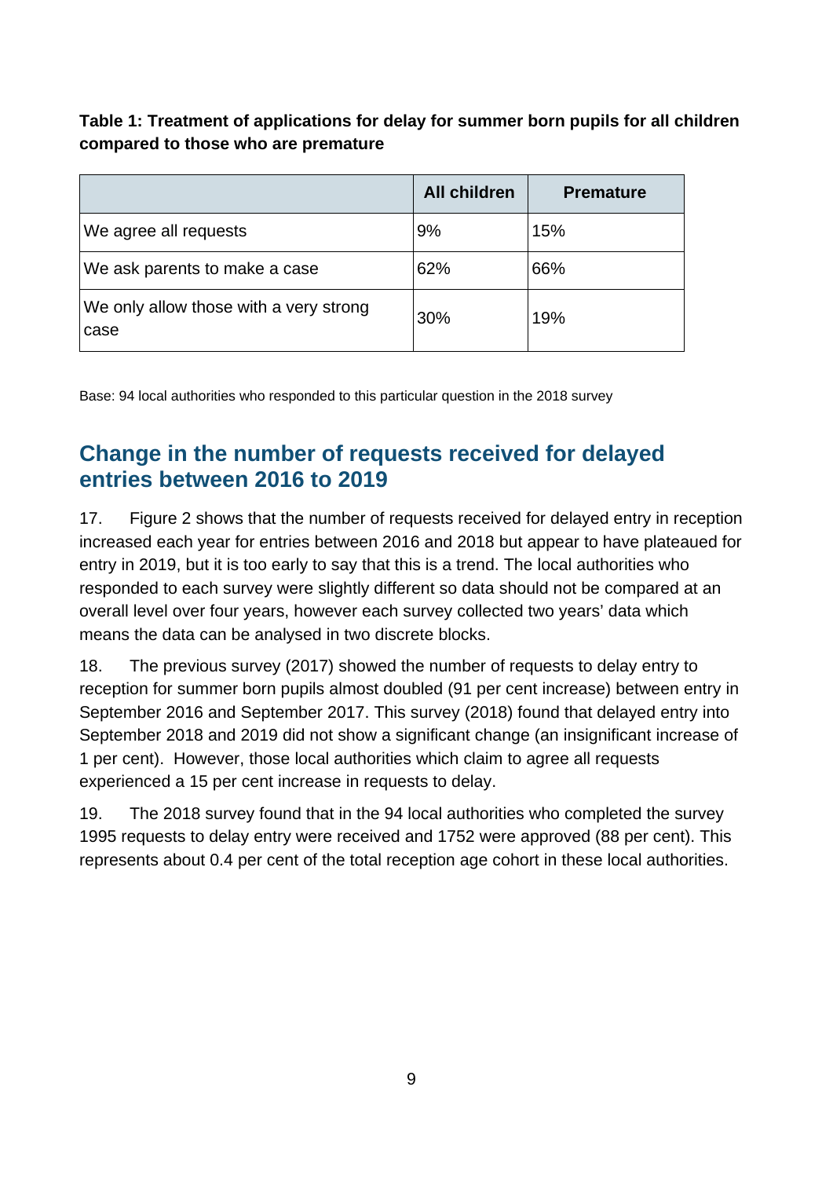**Table 1: Treatment of applications for delay for summer born pupils for all children compared to those who are premature**

| | All children | Premature |
|---|---|---|
| We agree all requests | 9% | 15% |
| We ask parents to make a case | 62% | 66% |
| We only allow those with a very strong case | 30% | 19% |

Base: 94 local authorities who responded to this particular question in the 2018 survey

## Change in the number of requests received for delayed entries between 2016 to 2019

17. Figure 2 shows that the number of requests received for delayed entry in reception increased each year for entries between 2016 and 2018 but appear to have plateaued for entry in 2019, but it is too early to say that this is a trend. The local authorities who responded to each survey were slightly different so data should not be compared at an overall level over four years, however each survey collected two years' data which means the data can be analysed in two discrete blocks.

18. The previous survey (2017) showed the number of requests to delay entry to reception for summer born pupils almost doubled (91 per cent increase) between entry in September 2016 and September 2017. This survey (2018) found that delayed entry into September 2018 and 2019 did not show a significant change (an insignificant increase of 1 per cent). However, those local authorities which claim to agree all requests experienced a 15 per cent increase in requests to delay.

19. The 2018 survey found that in the 94 local authorities who completed the survey 1995 requests to delay entry were received and 1752 were approved (88 per cent). This represents about 0.4 per cent of the total reception age cohort in these local authorities.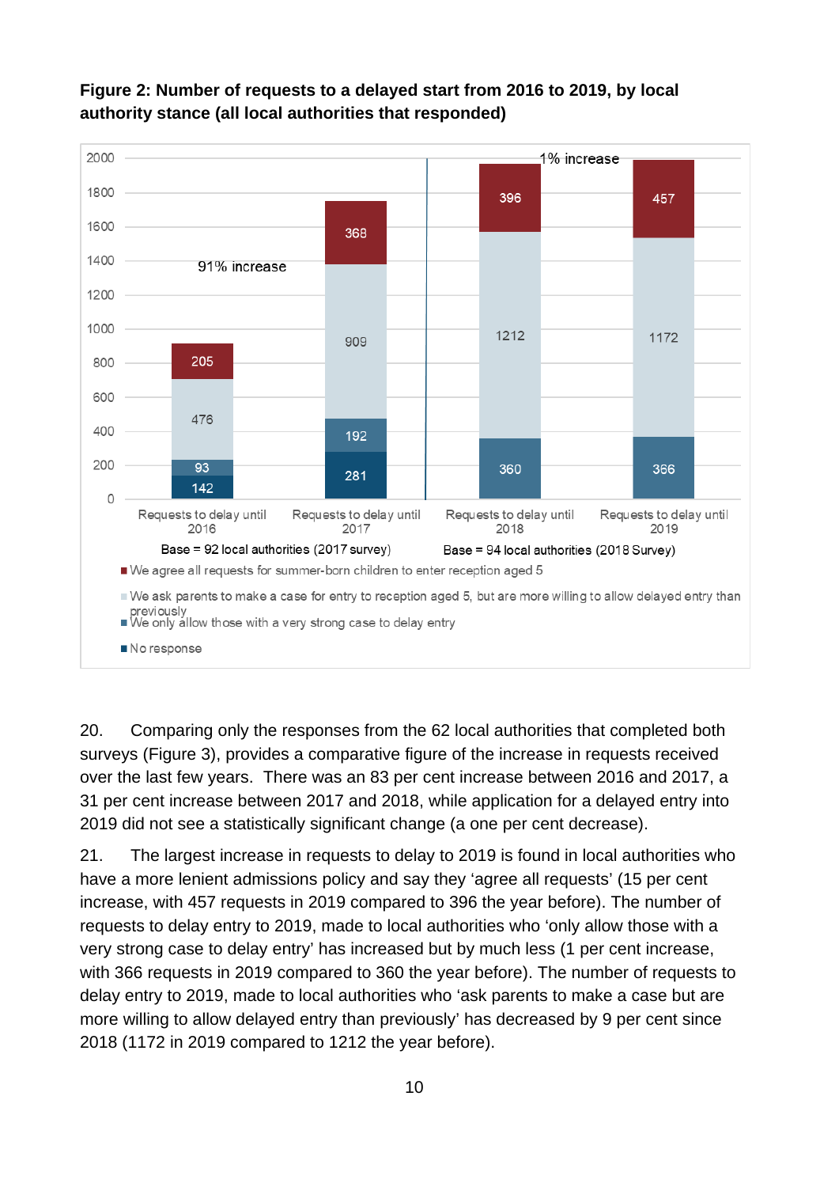**Figure 2: Number of requests to a delayed start from 2016 to 2019, by local authority stance (all local authorities that responded)**

| | Requests to delay until 2016 | Requests to delay until 2017 | Requests to delay until 2018 | Requests to delay until 2019 |
|---|---|---|---|---|
| We agree all requests for summer-born children to enter reception aged 5 | 205 | 368 | 396 | 457 |
| We ask parents to make a case for entry to reception aged 5, but are more willing to allow delayed entry than previously | 476 | 909 | 1212 | 1172 |
| We only allow those with a very strong case to delay entry | 93 | 192 | 360 | 366 |
| No response | 142 | 281 | | |

Base = 92 local authorities (2017 survey); Base = 94 local authorities (2018 Survey)

91% increase (2016 to 2017); 1% increase (2018 to 2019)

20. Comparing only the responses from the 62 local authorities that completed both surveys (Figure 3), provides a comparative figure of the increase in requests received over the last few years. There was an 83 per cent increase between 2016 and 2017, a 31 per cent increase between 2017 and 2018, while application for a delayed entry into 2019 did not see a statistically significant change (a one per cent decrease).

21. The largest increase in requests to delay to 2019 is found in local authorities who have a more lenient admissions policy and say they 'agree all requests' (15 per cent increase, with 457 requests in 2019 compared to 396 the year before). The number of requests to delay entry to 2019, made to local authorities who 'only allow those with a very strong case to delay entry' has increased but by much less (1 per cent increase, with 366 requests in 2019 compared to 360 the year before). The number of requests to delay entry to 2019, made to local authorities who 'ask parents to make a case but are more willing to allow delayed entry than previously' has decreased by 9 per cent since 2018 (1172 in 2019 compared to 1212 the year before).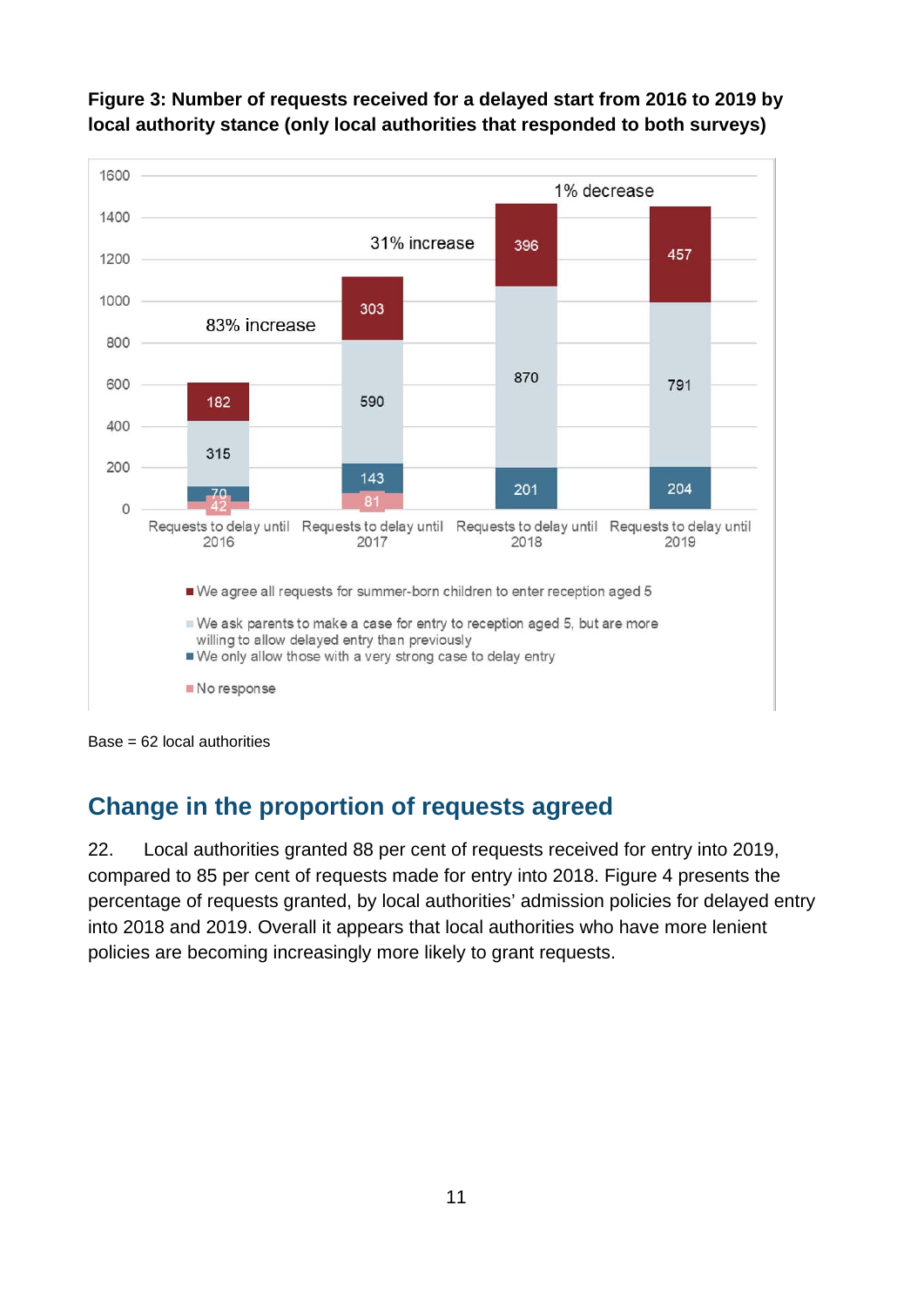**Figure 3: Number of requests received for a delayed start from 2016 to 2019 by local authority stance (only local authorities that responded to both surveys)**

| | Requests to delay until 2016 | Requests to delay until 2017 | Requests to delay until 2018 | Requests to delay until 2019 |
|---|---|---|---|---|
| We agree all requests for summer-born children to enter reception aged 5 | 182 | 303 | 396 | 457 |
| We ask parents to make a case for entry to reception aged 5, but are more willing to allow delayed entry than previously | 315 | 590 | 870 | 791 |
| We only allow those with a very strong case to delay entry | 70 | 143 | 201 | 204 |
| No response | 42 | 81 | | |
| Change from previous year | | 83% increase | 31% increase | 1% decrease |

Base = 62 local authorities

## Change in the proportion of requests agreed

22. Local authorities granted 88 per cent of requests received for entry into 2019, compared to 85 per cent of requests made for entry into 2018. Figure 4 presents the percentage of requests granted, by local authorities' admission policies for delayed entry into 2018 and 2019. Overall it appears that local authorities who have more lenient policies are becoming increasingly more likely to grant requests.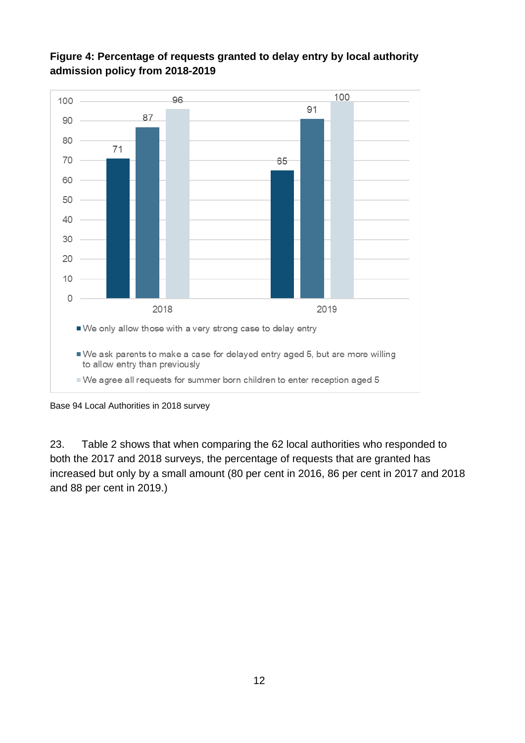**Figure 4: Percentage of requests granted to delay entry by local authority admission policy from 2018-2019**

| | 2018 | 2019 |
|---|---|---|
| We only allow those with a very strong case to delay entry | 71 | 65 |
| We ask parents to make a case for delayed entry aged 5, but are more willing to allow entry than previously | 87 | 91 |
| We agree all requests for summer born children to enter reception aged 5 | 96 | 100 |

Base 94 Local Authorities in 2018 survey

23. Table 2 shows that when comparing the 62 local authorities who responded to both the 2017 and 2018 surveys, the percentage of requests that are granted has increased but only by a small amount (80 per cent in 2016, 86 per cent in 2017 and 2018 and 88 per cent in 2019.)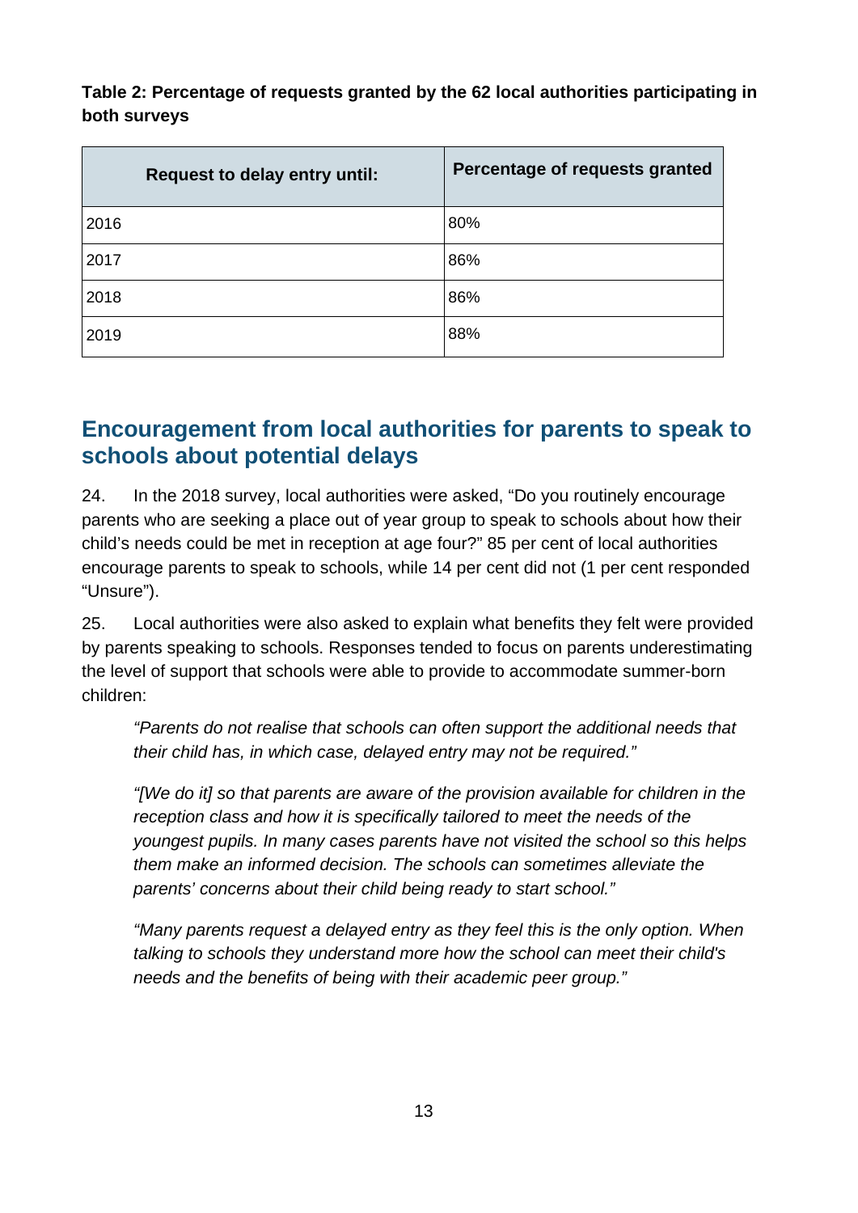**Table 2: Percentage of requests granted by the 62 local authorities participating in both surveys**

| Request to delay entry until: | Percentage of requests granted |
| --- | --- |
| 2016 | 80% |
| 2017 | 86% |
| 2018 | 86% |
| 2019 | 88% |

## Encouragement from local authorities for parents to speak to schools about potential delays

24. In the 2018 survey, local authorities were asked, "Do you routinely encourage parents who are seeking a place out of year group to speak to schools about how their child's needs could be met in reception at age four?" 85 per cent of local authorities encourage parents to speak to schools, while 14 per cent did not (1 per cent responded "Unsure").

25. Local authorities were also asked to explain what benefits they felt were provided by parents speaking to schools. Responses tended to focus on parents underestimating the level of support that schools were able to provide to accommodate summer-born children:

> *"Parents do not realise that schools can often support the additional needs that their child has, in which case, delayed entry may not be required."*
>
> *"[We do it] so that parents are aware of the provision available for children in the reception class and how it is specifically tailored to meet the needs of the youngest pupils. In many cases parents have not visited the school so this helps them make an informed decision. The schools can sometimes alleviate the parents' concerns about their child being ready to start school."*
>
> *"Many parents request a delayed entry as they feel this is the only option. When talking to schools they understand more how the school can meet their child's needs and the benefits of being with their academic peer group."*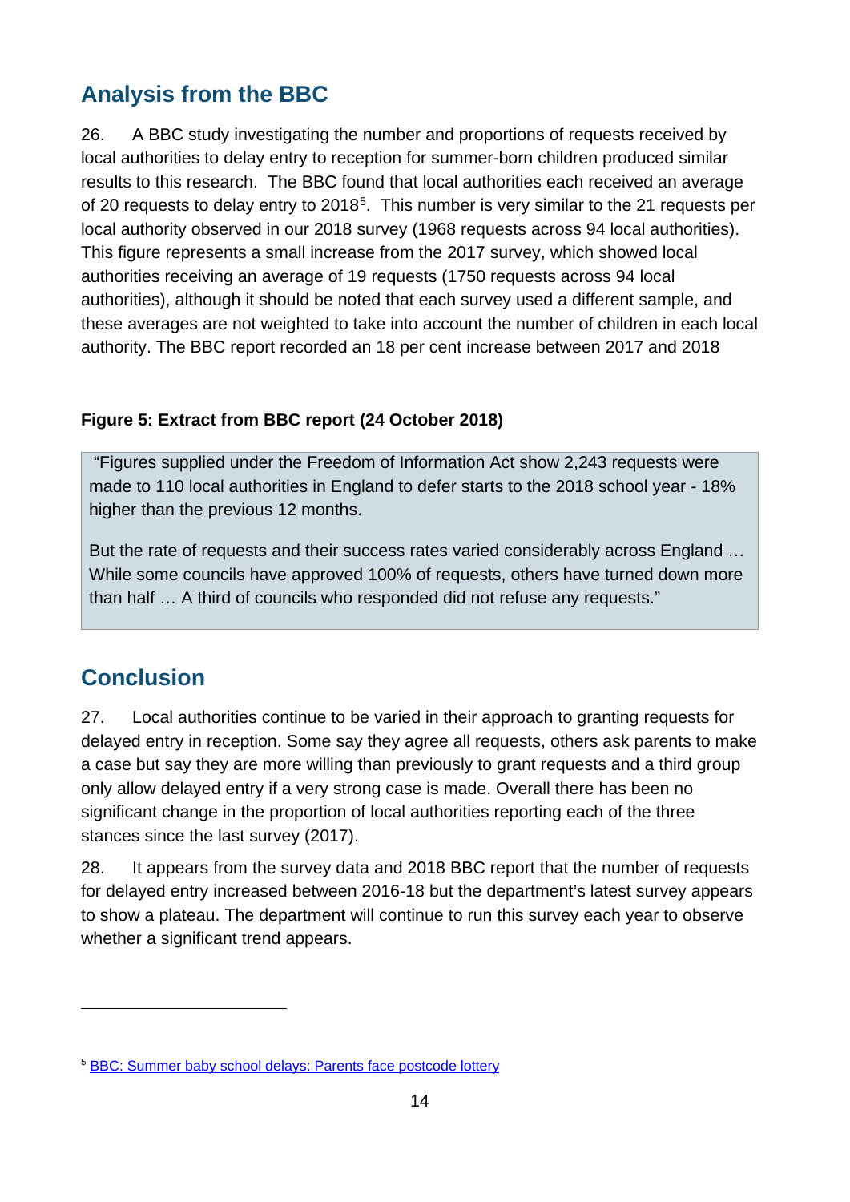## Analysis from the BBC

26. A BBC study investigating the number and proportions of requests received by local authorities to delay entry to reception for summer-born children produced similar results to this research. The BBC found that local authorities each received an average of 20 requests to delay entry to 2018[5]. This number is very similar to the 21 requests per local authority observed in our 2018 survey (1968 requests across 94 local authorities). This figure represents a small increase from the 2017 survey, which showed local authorities receiving an average of 19 requests (1750 requests across 94 local authorities), although it should be noted that each survey used a different sample, and these averages are not weighted to take into account the number of children in each local authority. The BBC report recorded an 18 per cent increase between 2017 and 2018

**Figure 5: Extract from BBC report (24 October 2018)**

> "Figures supplied under the Freedom of Information Act show 2,243 requests were made to 110 local authorities in England to defer starts to the 2018 school year - 18% higher than the previous 12 months.
>
> But the rate of requests and their success rates varied considerably across England … While some councils have approved 100% of requests, others have turned down more than half … A third of councils who responded did not refuse any requests."

## Conclusion

27. Local authorities continue to be varied in their approach to granting requests for delayed entry in reception. Some say they agree all requests, others ask parents to make a case but say they are more willing than previously to grant requests and a third group only allow delayed entry if a very strong case is made. Overall there has been no significant change in the proportion of local authorities reporting each of the three stances since the last survey (2017).

28. It appears from the survey data and 2018 BBC report that the number of requests for delayed entry increased between 2016-18 but the department's latest survey appears to show a plateau. The department will continue to run this survey each year to observe whether a significant trend appears.

---

[5] BBC: Summer baby school delays: Parents face postcode lottery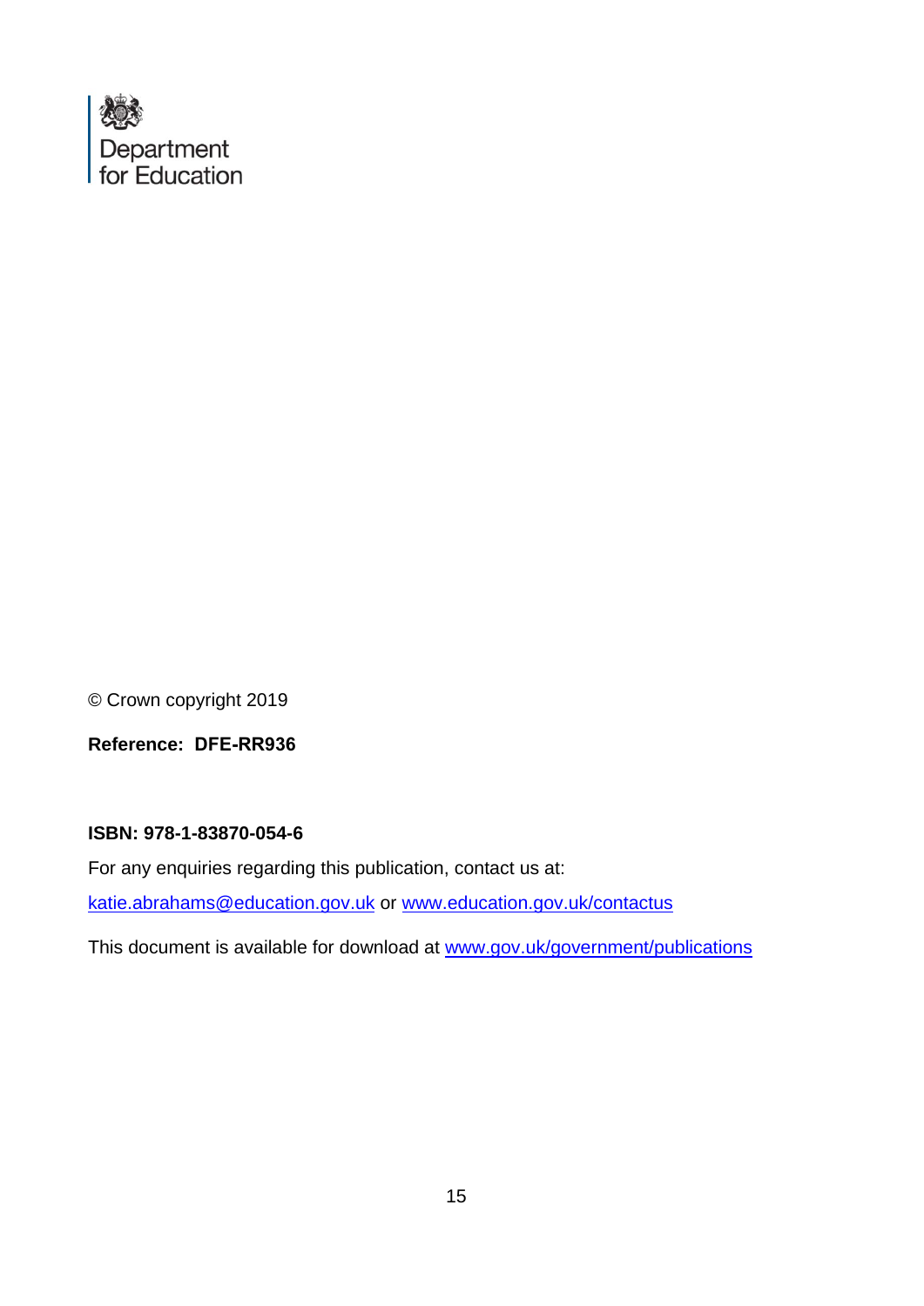Department for Education

© Crown copyright 2019

**Reference: DFE-RR936**

**ISBN: 978-1-83870-054-6**

For any enquiries regarding this publication, contact us at:

katie.abrahams@education.gov.uk or www.education.gov.uk/contactus

This document is available for download at www.gov.uk/government/publications